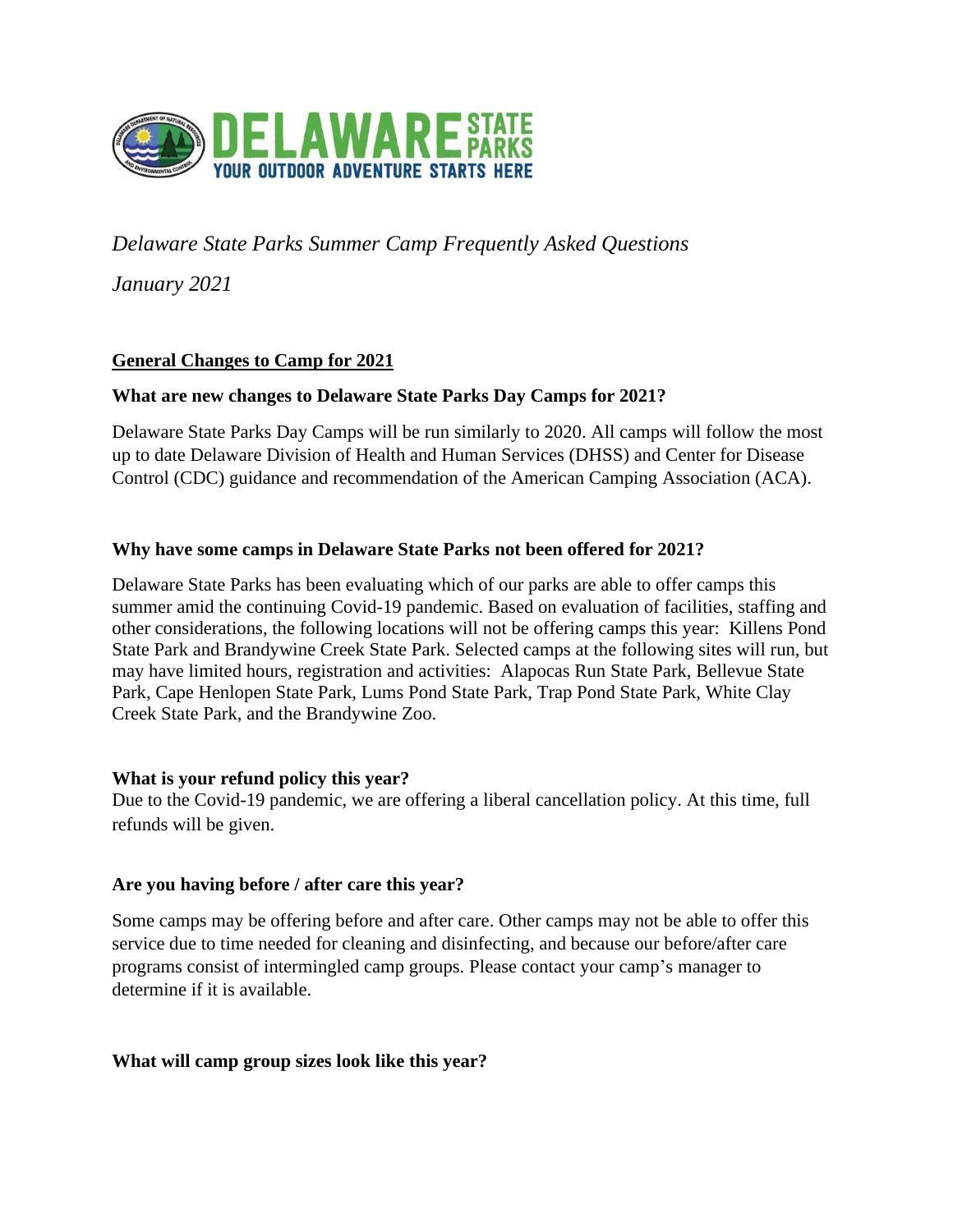DELAWARE STATE PARKS
YOUR OUTDOOR ADVENTURE STARTS HERE

*Delaware State Parks Summer Camp Frequently Asked Questions*

*January 2021*

## General Changes to Camp for 2021

### What are new changes to Delaware State Parks Day Camps for 2021?

Delaware State Parks Day Camps will be run similarly to 2020. All camps will follow the most up to date Delaware Division of Health and Human Services (DHSS) and Center for Disease Control (CDC) guidance and recommendation of the American Camping Association (ACA).

### Why have some camps in Delaware State Parks not been offered for 2021?

Delaware State Parks has been evaluating which of our parks are able to offer camps this summer amid the continuing Covid-19 pandemic. Based on evaluation of facilities, staffing and other considerations, the following locations will not be offering camps this year: Killens Pond State Park and Brandywine Creek State Park. Selected camps at the following sites will run, but may have limited hours, registration and activities: Alapocas Run State Park, Bellevue State Park, Cape Henlopen State Park, Lums Pond State Park, Trap Pond State Park, White Clay Creek State Park, and the Brandywine Zoo.

### What is your refund policy this year?

Due to the Covid-19 pandemic, we are offering a liberal cancellation policy. At this time, full refunds will be given.

### Are you having before / after care this year?

Some camps may be offering before and after care. Other camps may not be able to offer this service due to time needed for cleaning and disinfecting, and because our before/after care programs consist of intermingled camp groups. Please contact your camp's manager to determine if it is available.

### What will camp group sizes look like this year?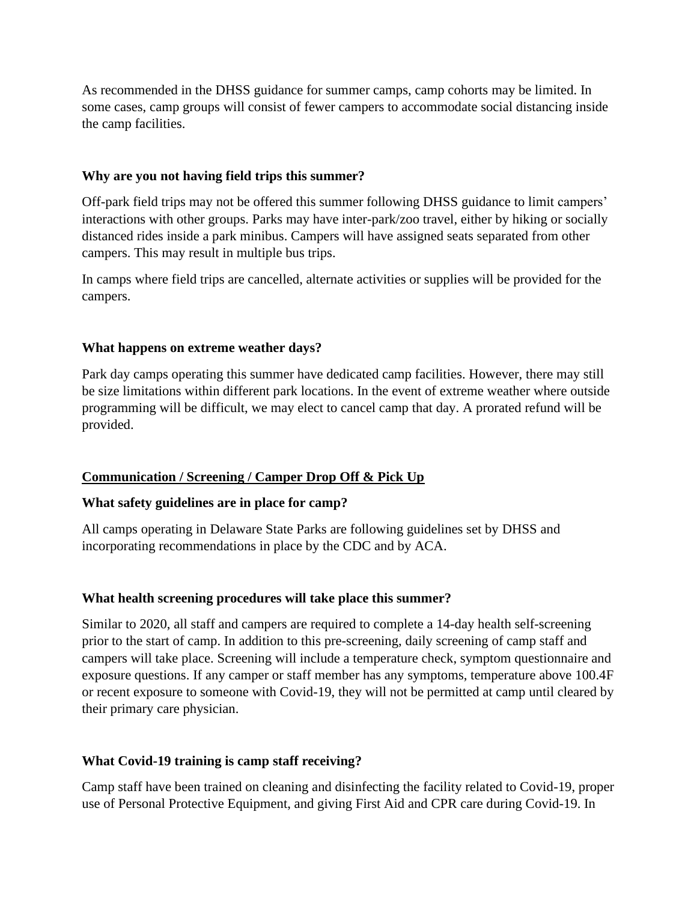As recommended in the DHSS guidance for summer camps, camp cohorts may be limited. In some cases, camp groups will consist of fewer campers to accommodate social distancing inside the camp facilities.

**Why are you not having field trips this summer?**

Off-park field trips may not be offered this summer following DHSS guidance to limit campers' interactions with other groups. Parks may have inter-park/zoo travel, either by hiking or socially distanced rides inside a park minibus. Campers will have assigned seats separated from other campers. This may result in multiple bus trips.

In camps where field trips are cancelled, alternate activities or supplies will be provided for the campers.

**What happens on extreme weather days?**

Park day camps operating this summer have dedicated camp facilities. However, there may still be size limitations within different park locations. In the event of extreme weather where outside programming will be difficult, we may elect to cancel camp that day. A prorated refund will be provided.

## <u>Communication / Screening / Camper Drop Off & Pick Up</u>

**What safety guidelines are in place for camp?**

All camps operating in Delaware State Parks are following guidelines set by DHSS and incorporating recommendations in place by the CDC and by ACA.

**What health screening procedures will take place this summer?**

Similar to 2020, all staff and campers are required to complete a 14-day health self-screening prior to the start of camp. In addition to this pre-screening, daily screening of camp staff and campers will take place. Screening will include a temperature check, symptom questionnaire and exposure questions. If any camper or staff member has any symptoms, temperature above 100.4F or recent exposure to someone with Covid-19, they will not be permitted at camp until cleared by their primary care physician.

**What Covid-19 training is camp staff receiving?**

Camp staff have been trained on cleaning and disinfecting the facility related to Covid-19, proper use of Personal Protective Equipment, and giving First Aid and CPR care during Covid-19. In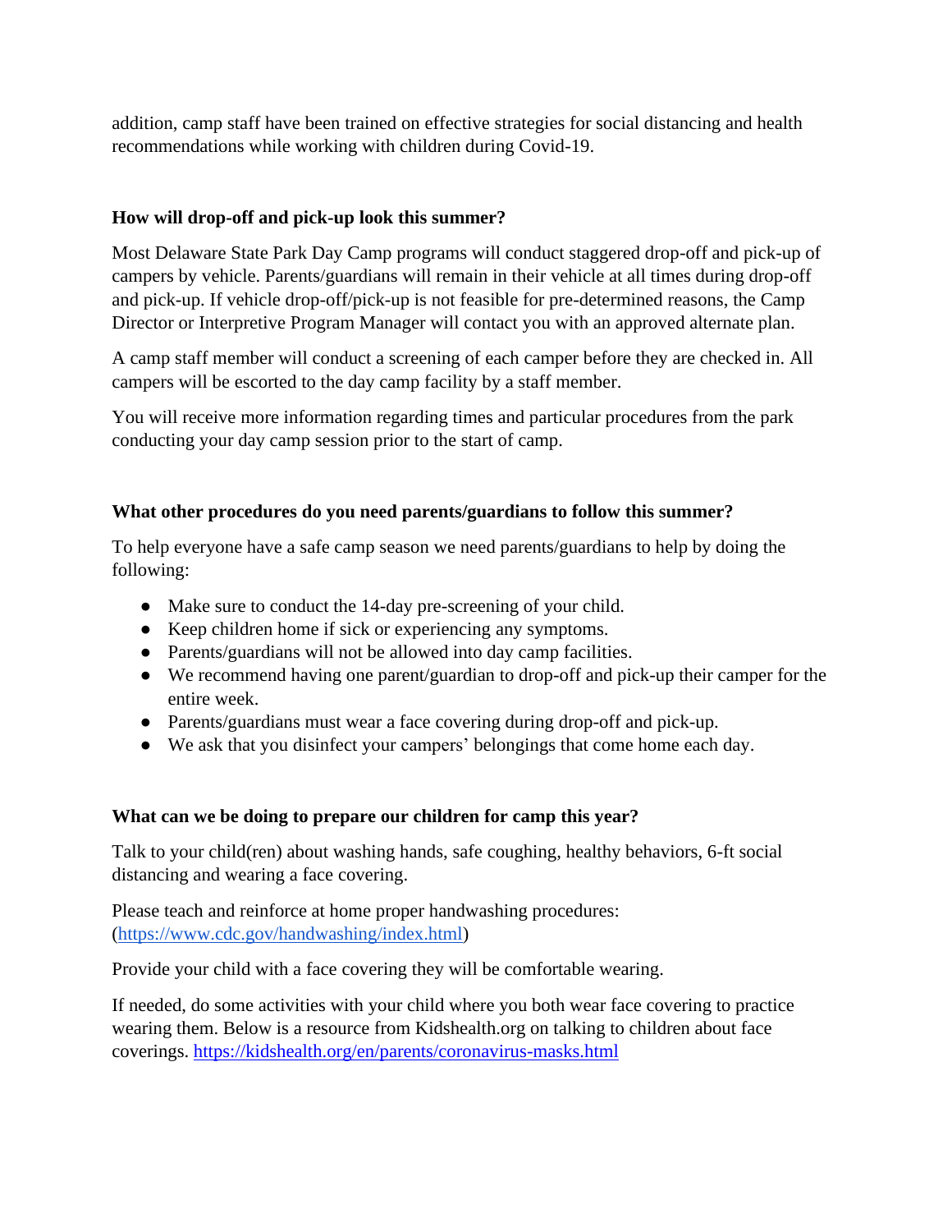addition, camp staff have been trained on effective strategies for social distancing and health recommendations while working with children during Covid-19.

**How will drop-off and pick-up look this summer?**

Most Delaware State Park Day Camp programs will conduct staggered drop-off and pick-up of campers by vehicle. Parents/guardians will remain in their vehicle at all times during drop-off and pick-up. If vehicle drop-off/pick-up is not feasible for pre-determined reasons, the Camp Director or Interpretive Program Manager will contact you with an approved alternate plan.

A camp staff member will conduct a screening of each camper before they are checked in. All campers will be escorted to the day camp facility by a staff member.

You will receive more information regarding times and particular procedures from the park conducting your day camp session prior to the start of camp.

**What other procedures do you need parents/guardians to follow this summer?**

To help everyone have a safe camp season we need parents/guardians to help by doing the following:

- Make sure to conduct the 14-day pre-screening of your child.
- Keep children home if sick or experiencing any symptoms.
- Parents/guardians will not be allowed into day camp facilities.
- We recommend having one parent/guardian to drop-off and pick-up their camper for the entire week.
- Parents/guardians must wear a face covering during drop-off and pick-up.
- We ask that you disinfect your campers' belongings that come home each day.

**What can we be doing to prepare our children for camp this year?**

Talk to your child(ren) about washing hands, safe coughing, healthy behaviors, 6-ft social distancing and wearing a face covering.

Please teach and reinforce at home proper handwashing procedures: (https://www.cdc.gov/handwashing/index.html)

Provide your child with a face covering they will be comfortable wearing.

If needed, do some activities with your child where you both wear face covering to practice wearing them. Below is a resource from Kidshealth.org on talking to children about face coverings. https://kidshealth.org/en/parents/coronavirus-masks.html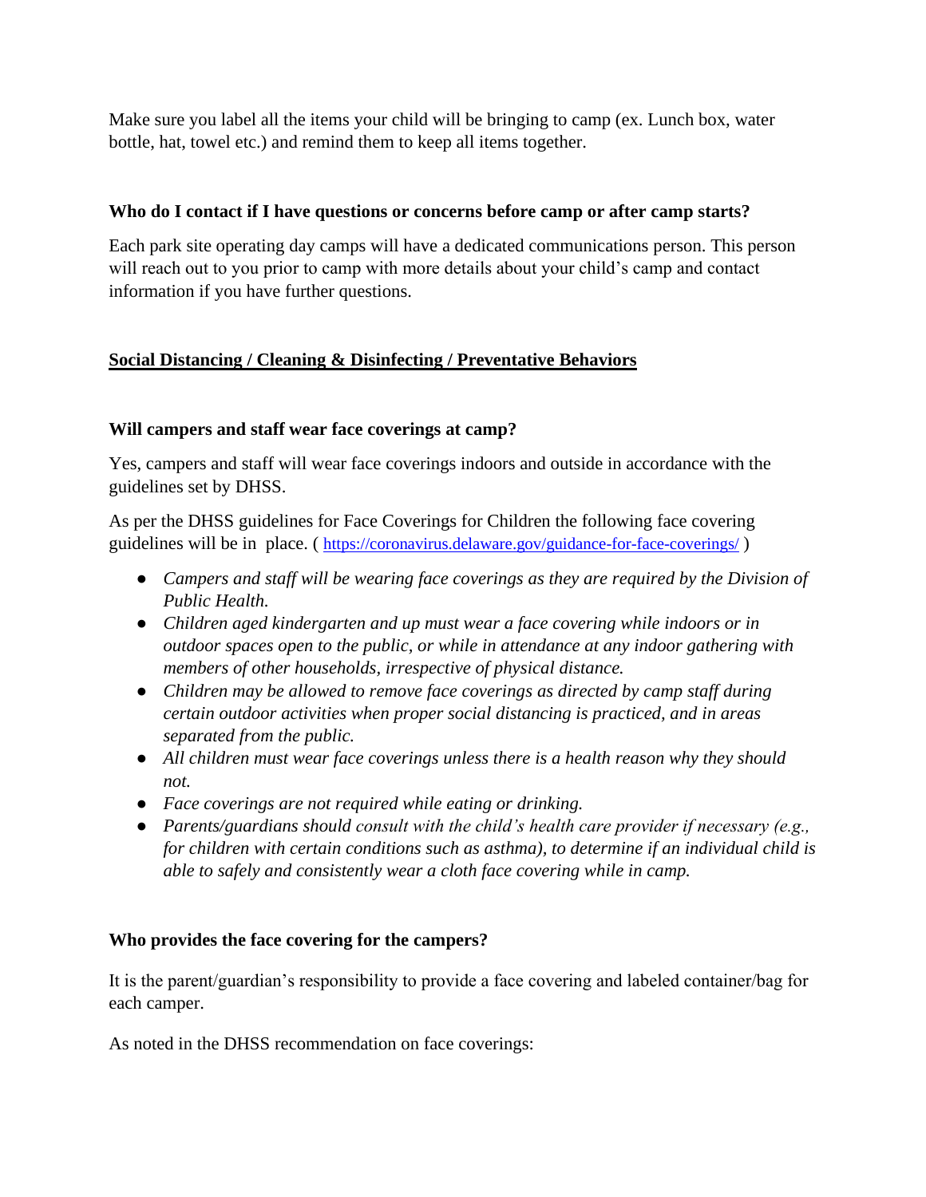Make sure you label all the items your child will be bringing to camp (ex. Lunch box, water bottle, hat, towel etc.) and remind them to keep all items together.

**Who do I contact if I have questions or concerns before camp or after camp starts?**

Each park site operating day camps will have a dedicated communications person. This person will reach out to you prior to camp with more details about your child's camp and contact information if you have further questions.

## **Social Distancing / Cleaning & Disinfecting / Preventative Behaviors**

**Will campers and staff wear face coverings at camp?**

Yes, campers and staff will wear face coverings indoors and outside in accordance with the guidelines set by DHSS.

As per the DHSS guidelines for Face Coverings for Children the following face covering guidelines will be in place. ( https://coronavirus.delaware.gov/guidance-for-face-coverings/ )

- *Campers and staff will be wearing face coverings as they are required by the Division of Public Health.*
- *Children aged kindergarten and up must wear a face covering while indoors or in outdoor spaces open to the public, or while in attendance at any indoor gathering with members of other households, irrespective of physical distance.*
- *Children may be allowed to remove face coverings as directed by camp staff during certain outdoor activities when proper social distancing is practiced, and in areas separated from the public.*
- *All children must wear face coverings unless there is a health reason why they should not.*
- *Face coverings are not required while eating or drinking.*
- *Parents/guardians should consult with the child's health care provider if necessary (e.g., for children with certain conditions such as asthma), to determine if an individual child is able to safely and consistently wear a cloth face covering while in camp.*

**Who provides the face covering for the campers?**

It is the parent/guardian's responsibility to provide a face covering and labeled container/bag for each camper.

As noted in the DHSS recommendation on face coverings: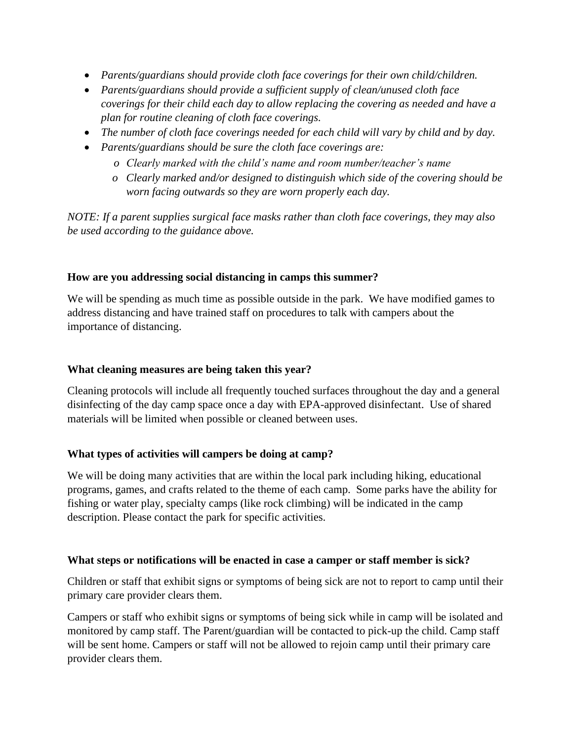- *Parents/guardians should provide cloth face coverings for their own child/children.*
- *Parents/guardians should provide a sufficient supply of clean/unused cloth face coverings for their child each day to allow replacing the covering as needed and have a plan for routine cleaning of cloth face coverings.*
- *The number of cloth face coverings needed for each child will vary by child and by day.*
- *Parents/guardians should be sure the cloth face coverings are:*
  - *Clearly marked with the child's name and room number/teacher's name*
  - *Clearly marked and/or designed to distinguish which side of the covering should be worn facing outwards so they are worn properly each day.*

*NOTE: If a parent supplies surgical face masks rather than cloth face coverings, they may also be used according to the guidance above.*

**How are you addressing social distancing in camps this summer?**

We will be spending as much time as possible outside in the park. We have modified games to address distancing and have trained staff on procedures to talk with campers about the importance of distancing.

**What cleaning measures are being taken this year?**

Cleaning protocols will include all frequently touched surfaces throughout the day and a general disinfecting of the day camp space once a day with EPA-approved disinfectant. Use of shared materials will be limited when possible or cleaned between uses.

**What types of activities will campers be doing at camp?**

We will be doing many activities that are within the local park including hiking, educational programs, games, and crafts related to the theme of each camp. Some parks have the ability for fishing or water play, specialty camps (like rock climbing) will be indicated in the camp description. Please contact the park for specific activities.

**What steps or notifications will be enacted in case a camper or staff member is sick?**

Children or staff that exhibit signs or symptoms of being sick are not to report to camp until their primary care provider clears them.

Campers or staff who exhibit signs or symptoms of being sick while in camp will be isolated and monitored by camp staff. The Parent/guardian will be contacted to pick-up the child. Camp staff will be sent home. Campers or staff will not be allowed to rejoin camp until their primary care provider clears them.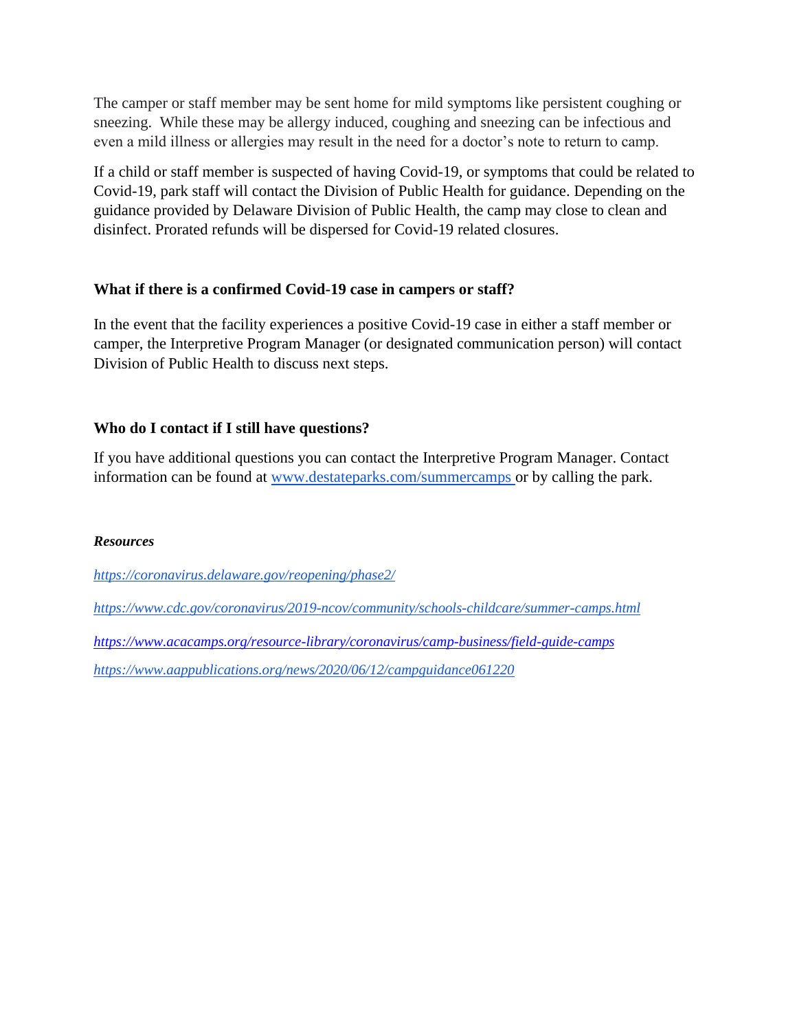The camper or staff member may be sent home for mild symptoms like persistent coughing or sneezing. While these may be allergy induced, coughing and sneezing can be infectious and even a mild illness or allergies may result in the need for a doctor's note to return to camp.

If a child or staff member is suspected of having Covid-19, or symptoms that could be related to Covid-19, park staff will contact the Division of Public Health for guidance. Depending on the guidance provided by Delaware Division of Public Health, the camp may close to clean and disinfect. Prorated refunds will be dispersed for Covid-19 related closures.

### What if there is a confirmed Covid-19 case in campers or staff?

In the event that the facility experiences a positive Covid-19 case in either a staff member or camper, the Interpretive Program Manager (or designated communication person) will contact Division of Public Health to discuss next steps.

### Who do I contact if I still have questions?

If you have additional questions you can contact the Interpretive Program Manager. Contact information can be found at [www.destateparks.com/summercamps](http://www.destateparks.com/summercamps) or by calling the park.

***Resources***

*https://coronavirus.delaware.gov/reopening/phase2/*

*https://www.cdc.gov/coronavirus/2019-ncov/community/schools-childcare/summer-camps.html*

*https://www.acacamps.org/resource-library/coronavirus/camp-business/field-guide-camps*

*https://www.aappublications.org/news/2020/06/12/campguidance061220*